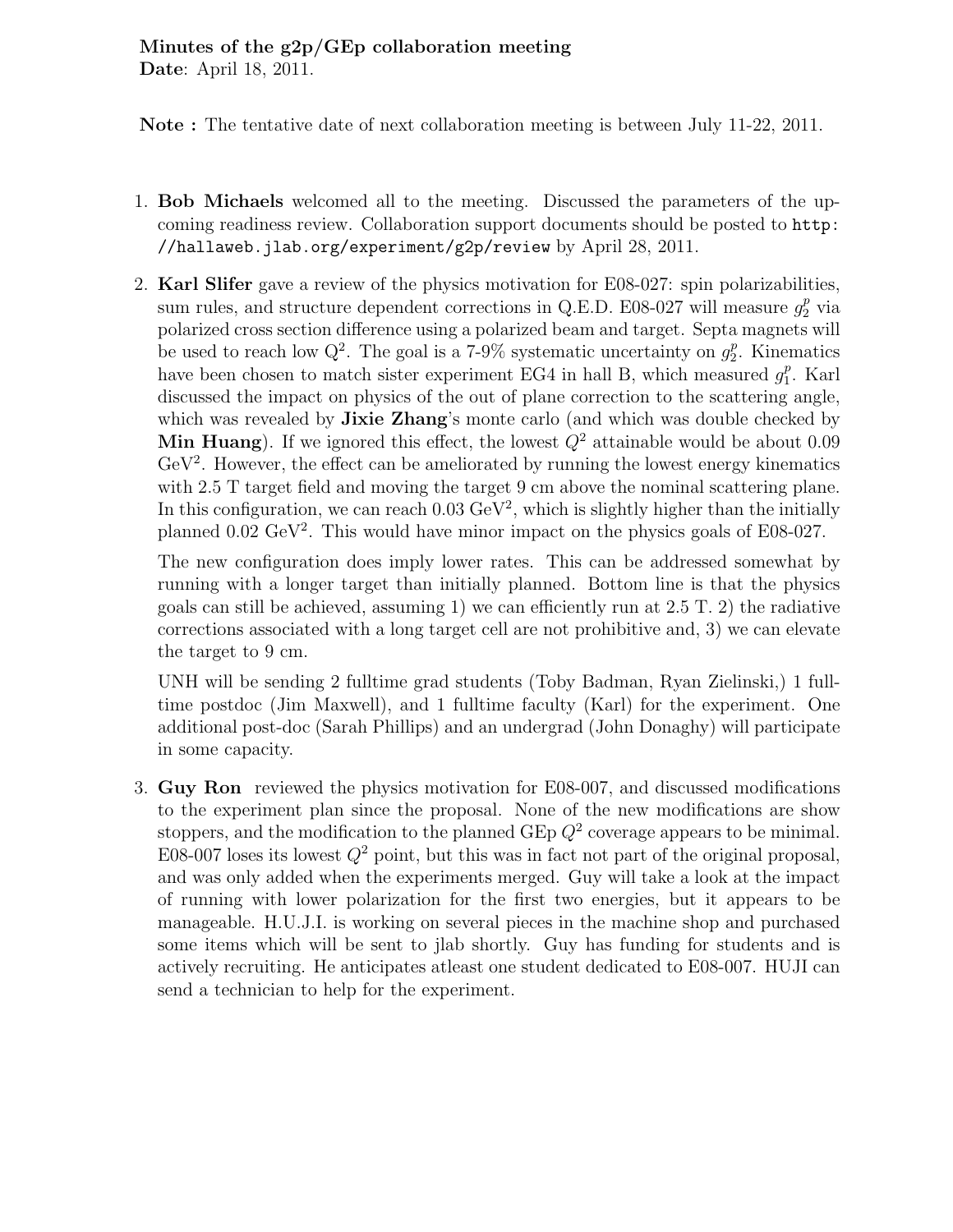**Minutes of the g2p/GEp collaboration meeting**
**Date**: April 18, 2011.

**Note :** The tentative date of next collaboration meeting is between July 11-22, 2011.

1. **Bob Michaels** welcomed all to the meeting. Discussed the parameters of the upcoming readiness review. Collaboration support documents should be posted to `http://hallaweb.jlab.org/experiment/g2p/review` by April 28, 2011.

2. **Karl Slifer** gave a review of the physics motivation for E08-027: spin polarizabilities, sum rules, and structure dependent corrections in Q.E.D. E08-027 will measure $g_2^p$ via polarized cross section difference using a polarized beam and target. Septa magnets will be used to reach low $Q^2$. The goal is a 7-9% systematic uncertainty on $g_2^p$. Kinematics have been chosen to match sister experiment EG4 in hall B, which measured $g_1^p$. Karl discussed the impact on physics of the out of plane correction to the scattering angle, which was revealed by **Jixie Zhang**'s monte carlo (and which was double checked by **Min Huang**). If we ignored this effect, the lowest $Q^2$ attainable would be about 0.09 $\text{GeV}^2$. However, the effect can be ameliorated by running the lowest energy kinematics with 2.5 T target field and moving the target 9 cm above the nominal scattering plane. In this configuration, we can reach 0.03 $\text{GeV}^2$, which is slightly higher than the initially planned 0.02 $\text{GeV}^2$. This would have minor impact on the physics goals of E08-027.

   The new configuration does imply lower rates. This can be addressed somewhat by running with a longer target than initially planned. Bottom line is that the physics goals can still be achieved, assuming 1) we can efficiently run at 2.5 T. 2) the radiative corrections associated with a long target cell are not prohibitive and, 3) we can elevate the target to 9 cm.

   UNH will be sending 2 fulltime grad students (Toby Badman, Ryan Zielinski,) 1 fulltime postdoc (Jim Maxwell), and 1 fulltime faculty (Karl) for the experiment. One additional post-doc (Sarah Phillips) and an undergrad (John Donaghy) will participate in some capacity.

3. **Guy Ron** reviewed the physics motivation for E08-007, and discussed modifications to the experiment plan since the proposal. None of the new modifications are show stoppers, and the modification to the planned GEp $Q^2$ coverage appears to be minimal. E08-007 loses its lowest $Q^2$ point, but this was in fact not part of the original proposal, and was only added when the experiments merged. Guy will take a look at the impact of running with lower polarization for the first two energies, but it appears to be manageable. H.U.J.I. is working on several pieces in the machine shop and purchased some items which will be sent to jlab shortly. Guy has funding for students and is actively recruiting. He anticipates atleast one student dedicated to E08-007. HUJI can send a technician to help for the experiment.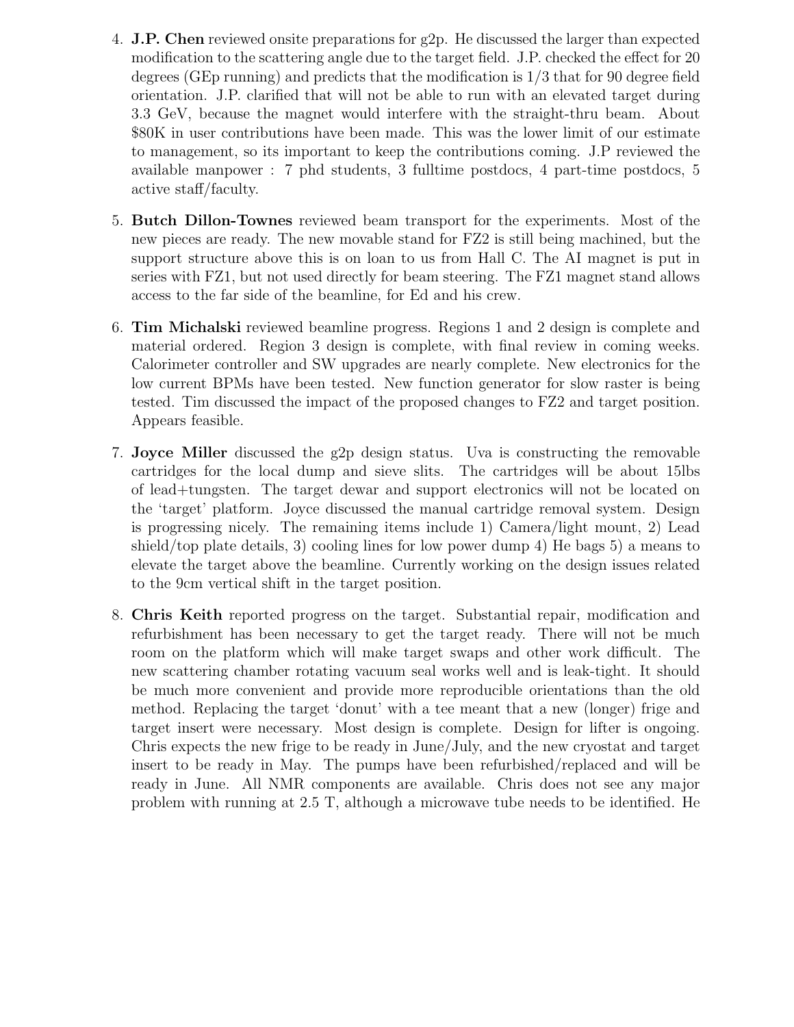4. **J.P. Chen** reviewed onsite preparations for g2p. He discussed the larger than expected modification to the scattering angle due to the target field. J.P. checked the effect for 20 degrees (GEp running) and predicts that the modification is 1/3 that for 90 degree field orientation. J.P. clarified that will not be able to run with an elevated target during 3.3 GeV, because the magnet would interfere with the straight-thru beam. About $80K in user contributions have been made. This was the lower limit of our estimate to management, so its important to keep the contributions coming. J.P reviewed the available manpower : 7 phd students, 3 fulltime postdocs, 4 part-time postdocs, 5 active staff/faculty.

5. **Butch Dillon-Townes** reviewed beam transport for the experiments. Most of the new pieces are ready. The new movable stand for FZ2 is still being machined, but the support structure above this is on loan to us from Hall C. The AI magnet is put in series with FZ1, but not used directly for beam steering. The FZ1 magnet stand allows access to the far side of the beamline, for Ed and his crew.

6. **Tim Michalski** reviewed beamline progress. Regions 1 and 2 design is complete and material ordered. Region 3 design is complete, with final review in coming weeks. Calorimeter controller and SW upgrades are nearly complete. New electronics for the low current BPMs have been tested. New function generator for slow raster is being tested. Tim discussed the impact of the proposed changes to FZ2 and target position. Appears feasible.

7. **Joyce Miller** discussed the g2p design status. Uva is constructing the removable cartridges for the local dump and sieve slits. The cartridges will be about 15lbs of lead+tungsten. The target dewar and support electronics will not be located on the 'target' platform. Joyce discussed the manual cartridge removal system. Design is progressing nicely. The remaining items include 1) Camera/light mount, 2) Lead shield/top plate details, 3) cooling lines for low power dump 4) He bags 5) a means to elevate the target above the beamline. Currently working on the design issues related to the 9cm vertical shift in the target position.

8. **Chris Keith** reported progress on the target. Substantial repair, modification and refurbishment has been necessary to get the target ready. There will not be much room on the platform which will make target swaps and other work difficult. The new scattering chamber rotating vacuum seal works well and is leak-tight. It should be much more convenient and provide more reproducible orientations than the old method. Replacing the target 'donut' with a tee meant that a new (longer) frige and target insert were necessary. Most design is complete. Design for lifter is ongoing. Chris expects the new frige to be ready in June/July, and the new cryostat and target insert to be ready in May. The pumps have been refurbished/replaced and will be ready in June. All NMR components are available. Chris does not see any major problem with running at 2.5 T, although a microwave tube needs to be identified. He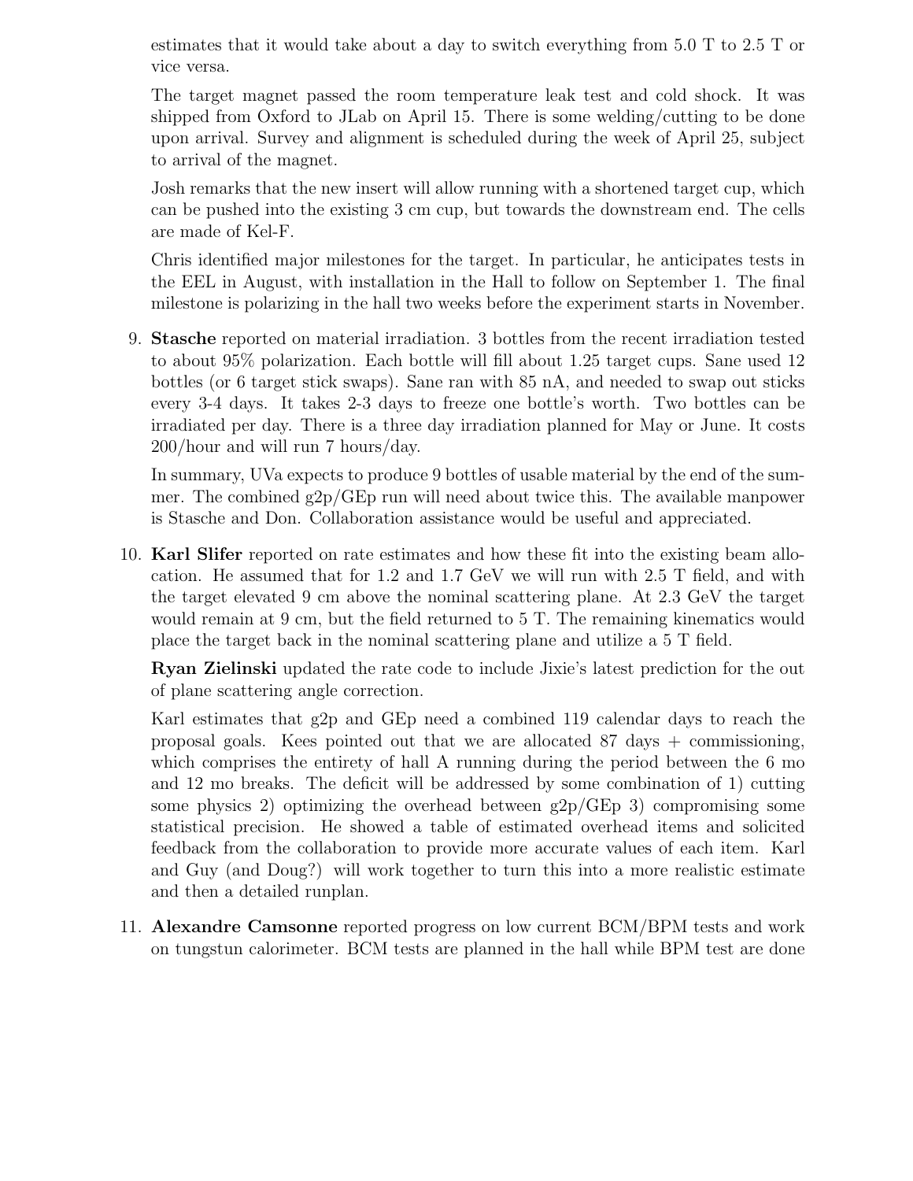estimates that it would take about a day to switch everything from 5.0 T to 2.5 T or vice versa.

The target magnet passed the room temperature leak test and cold shock. It was shipped from Oxford to JLab on April 15. There is some welding/cutting to be done upon arrival. Survey and alignment is scheduled during the week of April 25, subject to arrival of the magnet.

Josh remarks that the new insert will allow running with a shortened target cup, which can be pushed into the existing 3 cm cup, but towards the downstream end. The cells are made of Kel-F.

Chris identified major milestones for the target. In particular, he anticipates tests in the EEL in August, with installation in the Hall to follow on September 1. The final milestone is polarizing in the hall two weeks before the experiment starts in November.

9. **Stasche** reported on material irradiation. 3 bottles from the recent irradiation tested to about 95% polarization. Each bottle will fill about 1.25 target cups. Sane used 12 bottles (or 6 target stick swaps). Sane ran with 85 nA, and needed to swap out sticks every 3-4 days. It takes 2-3 days to freeze one bottle's worth. Two bottles can be irradiated per day. There is a three day irradiation planned for May or June. It costs 200/hour and will run 7 hours/day.

   In summary, UVa expects to produce 9 bottles of usable material by the end of the summer. The combined g2p/GEp run will need about twice this. The available manpower is Stasche and Don. Collaboration assistance would be useful and appreciated.

10. **Karl Slifer** reported on rate estimates and how these fit into the existing beam allocation. He assumed that for 1.2 and 1.7 GeV we will run with 2.5 T field, and with the target elevated 9 cm above the nominal scattering plane. At 2.3 GeV the target would remain at 9 cm, but the field returned to 5 T. The remaining kinematics would place the target back in the nominal scattering plane and utilize a 5 T field.

    **Ryan Zielinski** updated the rate code to include Jixie's latest prediction for the out of plane scattering angle correction.

    Karl estimates that g2p and GEp need a combined 119 calendar days to reach the proposal goals. Kees pointed out that we are allocated 87 days + commissioning, which comprises the entirety of hall A running during the period between the 6 mo and 12 mo breaks. The deficit will be addressed by some combination of 1) cutting some physics 2) optimizing the overhead between g2p/GEp 3) compromising some statistical precision. He showed a table of estimated overhead items and solicited feedback from the collaboration to provide more accurate values of each item. Karl and Guy (and Doug?) will work together to turn this into a more realistic estimate and then a detailed runplan.

11. **Alexandre Camsonne** reported progress on low current BCM/BPM tests and work on tungstun calorimeter. BCM tests are planned in the hall while BPM test are done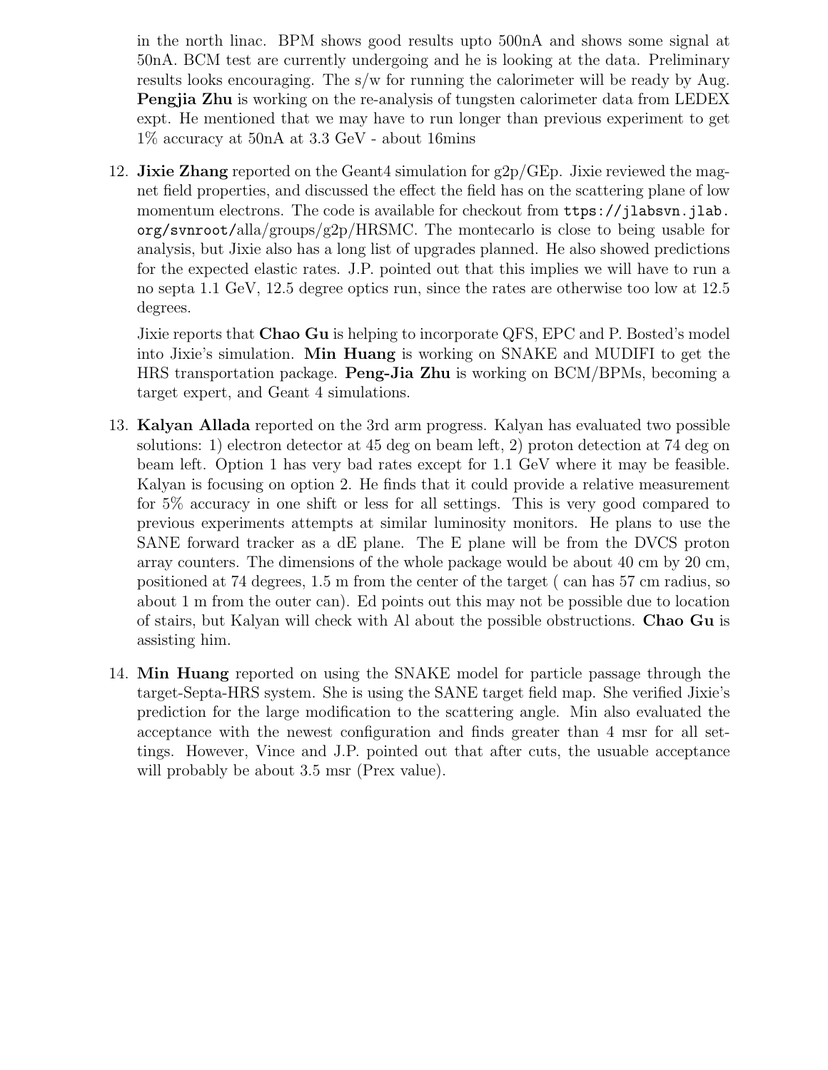in the north linac. BPM shows good results upto 500nA and shows some signal at 50nA. BCM test are currently undergoing and he is looking at the data. Preliminary results looks encouraging. The s/w for running the calorimeter will be ready by Aug. **Pengjia Zhu** is working on the re-analysis of tungsten calorimeter data from LEDEX expt. He mentioned that we may have to run longer than previous experiment to get 1% accuracy at 50nA at 3.3 GeV - about 16mins

12. **Jixie Zhang** reported on the Geant4 simulation for g2p/GEp. Jixie reviewed the magnet field properties, and discussed the effect the field has on the scattering plane of low momentum electrons. The code is available for checkout from `ttps://jlabsvn.jlab.org/svnroot/`alla/groups/g2p/HRSMC. The montecarlo is close to being usable for analysis, but Jixie also has a long list of upgrades planned. He also showed predictions for the expected elastic rates. J.P. pointed out that this implies we will have to run a no septa 1.1 GeV, 12.5 degree optics run, since the rates are otherwise too low at 12.5 degrees.

    Jixie reports that **Chao Gu** is helping to incorporate QFS, EPC and P. Bosted's model into Jixie's simulation. **Min Huang** is working on SNAKE and MUDIFI to get the HRS transportation package. **Peng-Jia Zhu** is working on BCM/BPMs, becoming a target expert, and Geant 4 simulations.

13. **Kalyan Allada** reported on the 3rd arm progress. Kalyan has evaluated two possible solutions: 1) electron detector at 45 deg on beam left, 2) proton detection at 74 deg on beam left. Option 1 has very bad rates except for 1.1 GeV where it may be feasible. Kalyan is focusing on option 2. He finds that it could provide a relative measurement for 5% accuracy in one shift or less for all settings. This is very good compared to previous experiments attempts at similar luminosity monitors. He plans to use the SANE forward tracker as a dE plane. The E plane will be from the DVCS proton array counters. The dimensions of the whole package would be about 40 cm by 20 cm, positioned at 74 degrees, 1.5 m from the center of the target ( can has 57 cm radius, so about 1 m from the outer can). Ed points out this may not be possible due to location of stairs, but Kalyan will check with Al about the possible obstructions. **Chao Gu** is assisting him.

14. **Min Huang** reported on using the SNAKE model for particle passage through the target-Septa-HRS system. She is using the SANE target field map. She verified Jixie's prediction for the large modification to the scattering angle. Min also evaluated the acceptance with the newest configuration and finds greater than 4 msr for all settings. However, Vince and J.P. pointed out that after cuts, the usuable acceptance will probably be about 3.5 msr (Prex value).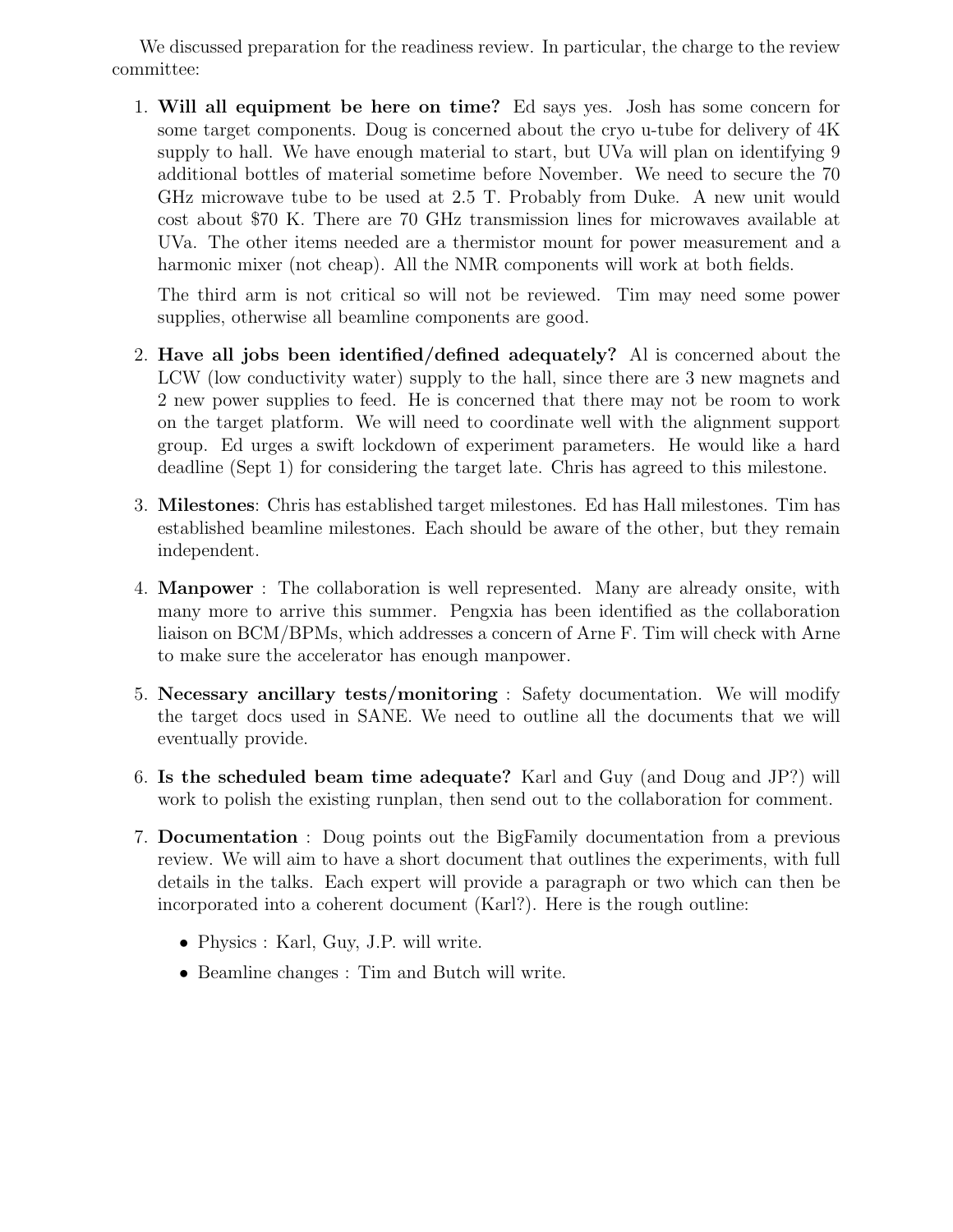We discussed preparation for the readiness review. In particular, the charge to the review committee:

1. **Will all equipment be here on time?** Ed says yes. Josh has some concern for some target components. Doug is concerned about the cryo u-tube for delivery of 4K supply to hall. We have enough material to start, but UVa will plan on identifying 9 additional bottles of material sometime before November. We need to secure the 70 GHz microwave tube to be used at 2.5 T. Probably from Duke. A new unit would cost about $70 K. There are 70 GHz transmission lines for microwaves available at UVa. The other items needed are a thermistor mount for power measurement and a harmonic mixer (not cheap). All the NMR components will work at both fields.

   The third arm is not critical so will not be reviewed. Tim may need some power supplies, otherwise all beamline components are good.

2. **Have all jobs been identified/defined adequately?** Al is concerned about the LCW (low conductivity water) supply to the hall, since there are 3 new magnets and 2 new power supplies to feed. He is concerned that there may not be room to work on the target platform. We will need to coordinate well with the alignment support group. Ed urges a swift lockdown of experiment parameters. He would like a hard deadline (Sept 1) for considering the target late. Chris has agreed to this milestone.

3. **Milestones**: Chris has established target milestones. Ed has Hall milestones. Tim has established beamline milestones. Each should be aware of the other, but they remain independent.

4. **Manpower** : The collaboration is well represented. Many are already onsite, with many more to arrive this summer. Pengxia has been identified as the collaboration liaison on BCM/BPMs, which addresses a concern of Arne F. Tim will check with Arne to make sure the accelerator has enough manpower.

5. **Necessary ancillary tests/monitoring** : Safety documentation. We will modify the target docs used in SANE. We need to outline all the documents that we will eventually provide.

6. **Is the scheduled beam time adequate?** Karl and Guy (and Doug and JP?) will work to polish the existing runplan, then send out to the collaboration for comment.

7. **Documentation** : Doug points out the BigFamily documentation from a previous review. We will aim to have a short document that outlines the experiments, with full details in the talks. Each expert will provide a paragraph or two which can then be incorporated into a coherent document (Karl?). Here is the rough outline:

   - Physics : Karl, Guy, J.P. will write.
   - Beamline changes : Tim and Butch will write.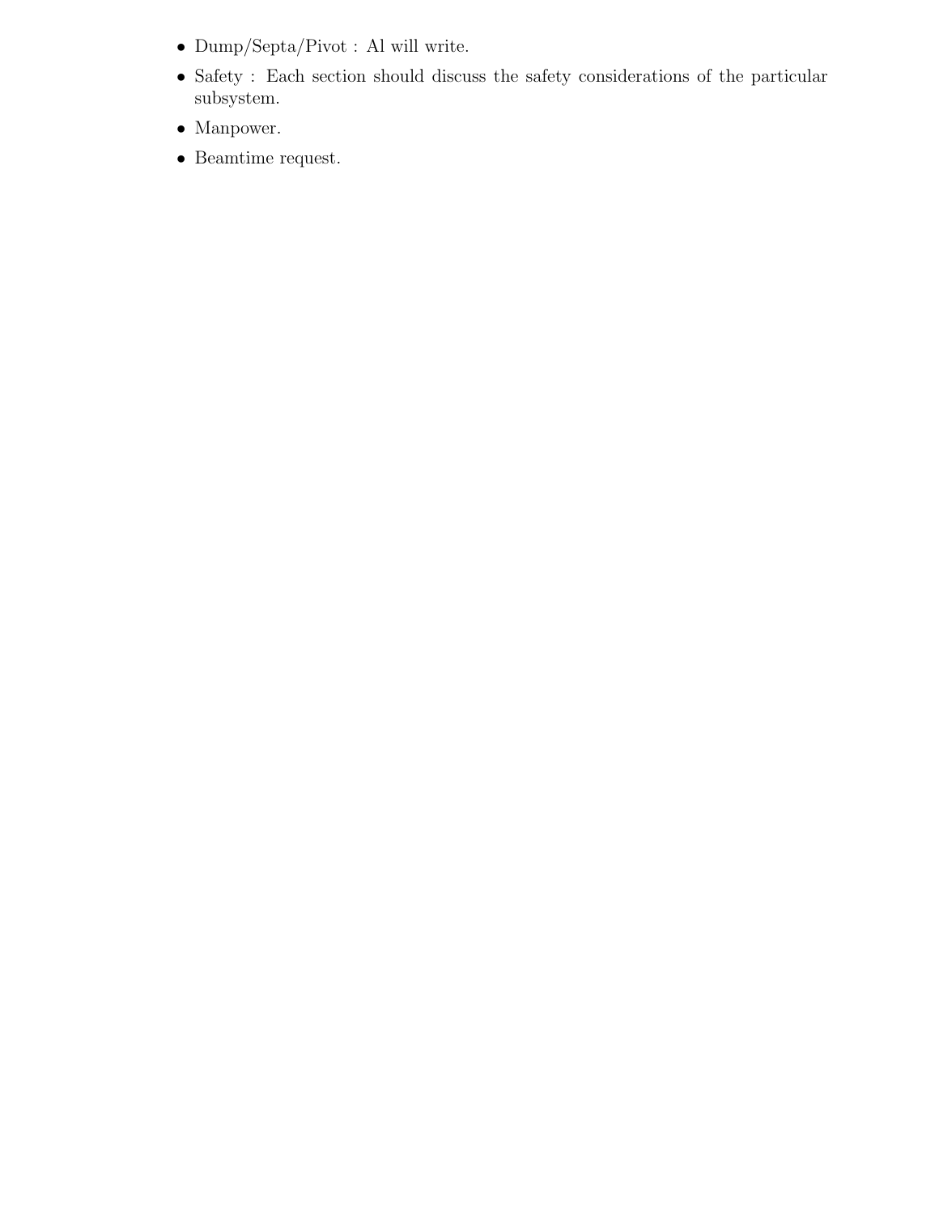- Dump/Septa/Pivot : Al will write.
- Safety : Each section should discuss the safety considerations of the particular subsystem.
- Manpower.
- Beamtime request.